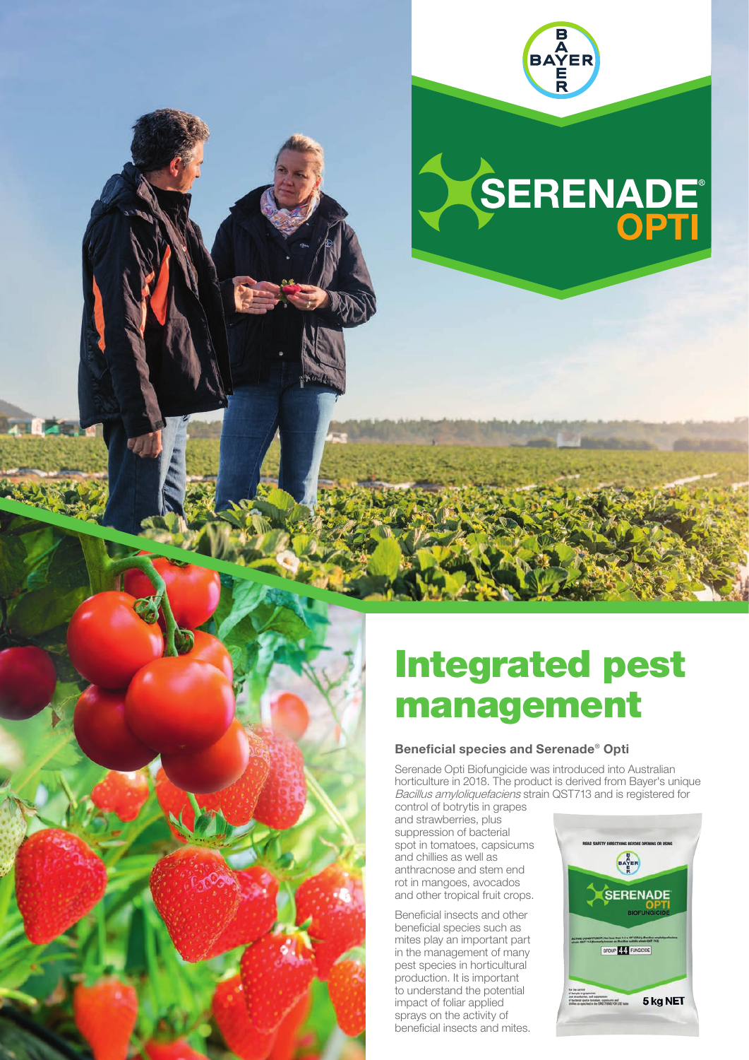SERENADE® OPTI

# Integrated pest management

### Beneficial species and Serenade® Opti

Serenade Opti Biofungicide was introduced into Australian horticulture in 2018. The product is derived from Bayer's unique *Bacillus amyloliquefaciens* strain QST713 and is registered for control of botrytis in grapes and strawberries, plus suppression of bacterial spot in tomatoes, capsicums and chillies as well as anthracnose and stem end rot in mangoes, avocados and other tropical fruit crops.

Beneficial insects and other beneficial species such as mites play an important part in the management of many pest species in horticultural production. It is important to understand the potential impact of foliar applied sprays on the activity of beneficial insects and mites.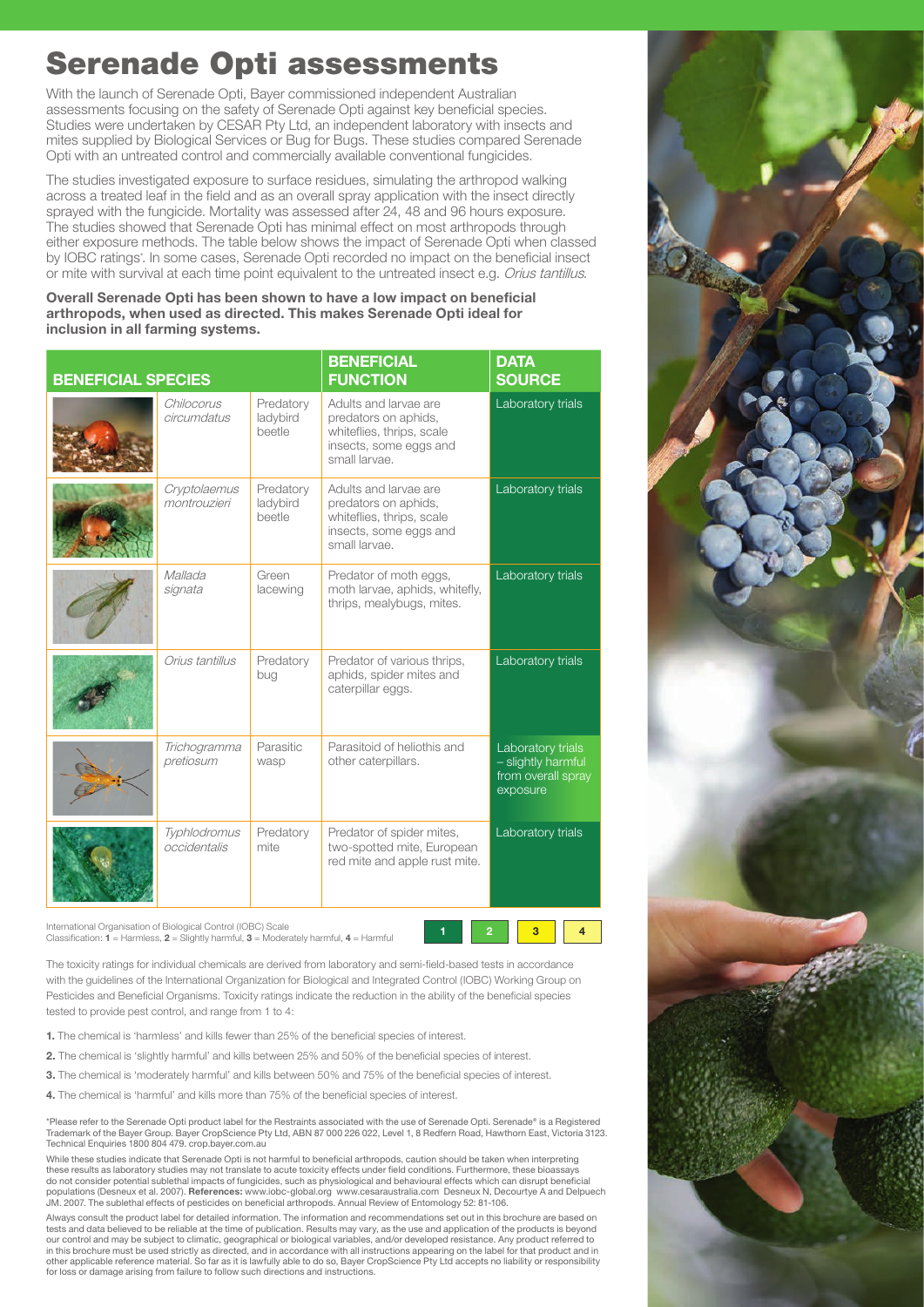# Serenade Opti assessments

With the launch of Serenade Opti, Bayer commissioned independent Australian assessments focusing on the safety of Serenade Opti against key beneficial species. Studies were undertaken by CESAR Pty Ltd, an independent laboratory with insects and mites supplied by Biological Services or Bug for Bugs. These studies compared Serenade Opti with an untreated control and commercially available conventional fungicides.

The studies investigated exposure to surface residues, simulating the arthropod walking across a treated leaf in the field and as an overall spray application with the insect directly sprayed with the fungicide. Mortality was assessed after 24, 48 and 96 hours exposure. The studies showed that Serenade Opti has minimal effect on most arthropods through either exposure methods. The table below shows the impact of Serenade Opti when classed by IOBC ratings*. In some cases, Serenade Opti recorded no impact on the beneficial insect or mite with survival at each time point equivalent to the untreated insect e.g. *Orius tantillus*.

**Overall Serenade Opti has been shown to have a low impact on beneficial arthropods, when used as directed. This makes Serenade Opti ideal for inclusion in all farming systems.**

| BENEFICIAL SPECIES | | | BENEFICIAL FUNCTION | DATA SOURCE |
|---|---|---|---|---|
| | *Chilocorus circumdatus* | Predatory ladybird beetle | Adults and larvae are predators on aphids, whiteflies, thrips, scale insects, some eggs and small larvae. | Laboratory trials |
| | *Cryptolaemus montrouzieri* | Predatory ladybird beetle | Adults and larvae are predators on aphids, whiteflies, thrips, scale insects, some eggs and small larvae. | Laboratory trials |
| | *Mallada signata* | Green lacewing | Predator of moth eggs, moth larvae, aphids, whitefly, thrips, mealybugs, mites. | Laboratory trials |
| | *Orius tantillus* | Predatory bug | Predator of various thrips, aphids, spider mites and caterpillar eggs. | Laboratory trials |
| | *Trichogramma pretiosum* | Parasitic wasp | Parasitoid of heliothis and other caterpillars. | Laboratory trials – slightly harmful from overall spray exposure |
| | *Typhlodromus occidentalis* | Predatory mite | Predator of spider mites, two-spotted mite, European red mite and apple rust mite. | Laboratory trials |

International Organisation of Biological Control (IOBC) Scale
Classification: **1** = Harmless, **2** = Slightly harmful, **3** = Moderately harmful, **4** = Harmful

1 2 3 4

The toxicity ratings for individual chemicals are derived from laboratory and semi-field-based tests in accordance with the guidelines of the International Organization for Biological and Integrated Control (IOBC) Working Group on Pesticides and Beneficial Organisms. Toxicity ratings indicate the reduction in the ability of the beneficial species tested to provide pest control, and range from 1 to 4:

**1.** The chemical is 'harmless' and kills fewer than 25% of the beneficial species of interest.

**2.** The chemical is 'slightly harmful' and kills between 25% and 50% of the beneficial species of interest.

**3.** The chemical is 'moderately harmful' and kills between 50% and 75% of the beneficial species of interest.

**4.** The chemical is 'harmful' and kills more than 75% of the beneficial species of interest.

*Please refer to the Serenade Opti product label for the Restraints associated with the use of Serenade Opti. Serenade® is a Registered Trademark of the Bayer Group. Bayer CropScience Pty Ltd, ABN 87 000 226 022, Level 1, 8 Redfern Road, Hawthorn East, Victoria 3123. Technical Enquiries 1800 804 479. crop.bayer.com.au

While these studies indicate that Serenade Opti is not harmful to beneficial arthropods, caution should be taken when interpreting these results as laboratory studies may not translate to acute toxicity effects under field conditions. Furthermore, these bioassays do not consider potential sublethal impacts of fungicides, such as physiological and behavioural effects which can disrupt beneficial populations (Desneux et al. 2007). **References:** www.iobc-global.org www.cesaraustralia.com Desneux N, Decourtye A and Delpuech JM. 2007. The sublethal effects of pesticides on beneficial arthropods. Annual Review of Entomology 52: 81-106.

Always consult the product label for detailed information. The information and recommendations set out in this brochure are based on tests and data believed to be reliable at the time of publication. Results may vary, as the use and application of the products is beyond our control and may be subject to climatic, geographical or biological variables, and/or developed resistance. Any product referred to in this brochure must be used strictly as directed, and in accordance with all instructions appearing on the label for that product and in other applicable reference material. So far as it is lawfully able to do so, Bayer CropScience Pty Ltd accepts no liability or responsibility for loss or damage arising from failure to follow such directions and instructions.